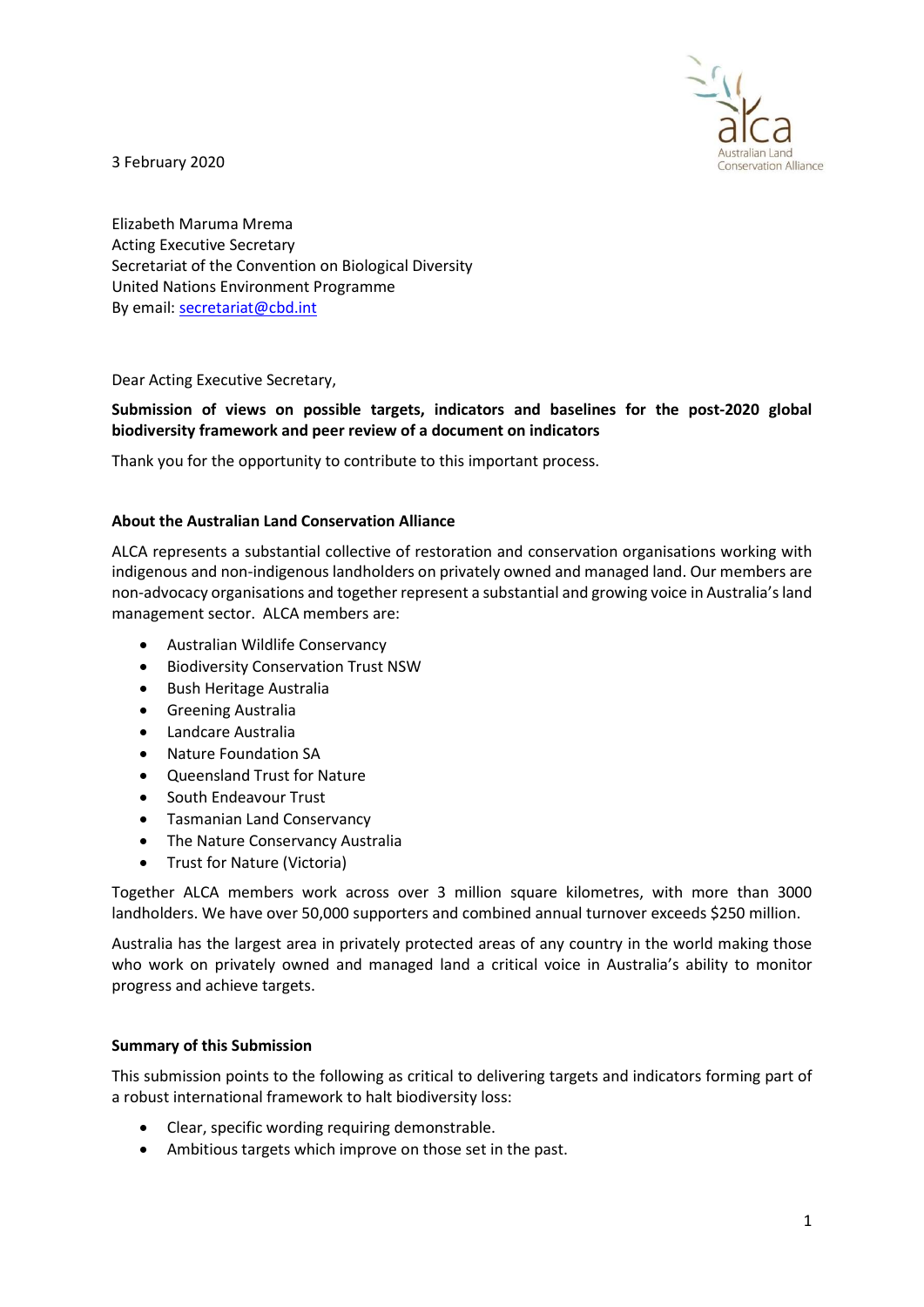3 February 2020

Elizabeth Maruma Mrema
Acting Executive Secretary
Secretariat of the Convention on Biological Diversity
United Nations Environment Programme
By email: secretariat@cbd.int

Dear Acting Executive Secretary,

**Submission of views on possible targets, indicators and baselines for the post-2020 global biodiversity framework and peer review of a document on indicators**

Thank you for the opportunity to contribute to this important process.

**About the Australian Land Conservation Alliance**

ALCA represents a substantial collective of restoration and conservation organisations working with indigenous and non-indigenous landholders on privately owned and managed land. Our members are non-advocacy organisations and together represent a substantial and growing voice in Australia's land management sector. ALCA members are:

- Australian Wildlife Conservancy
- Biodiversity Conservation Trust NSW
- Bush Heritage Australia
- Greening Australia
- Landcare Australia
- Nature Foundation SA
- Queensland Trust for Nature
- South Endeavour Trust
- Tasmanian Land Conservancy
- The Nature Conservancy Australia
- Trust for Nature (Victoria)

Together ALCA members work across over 3 million square kilometres, with more than 3000 landholders. We have over 50,000 supporters and combined annual turnover exceeds $250 million.

Australia has the largest area in privately protected areas of any country in the world making those who work on privately owned and managed land a critical voice in Australia's ability to monitor progress and achieve targets.

**Summary of this Submission**

This submission points to the following as critical to delivering targets and indicators forming part of a robust international framework to halt biodiversity loss:

- Clear, specific wording requiring demonstrable.
- Ambitious targets which improve on those set in the past.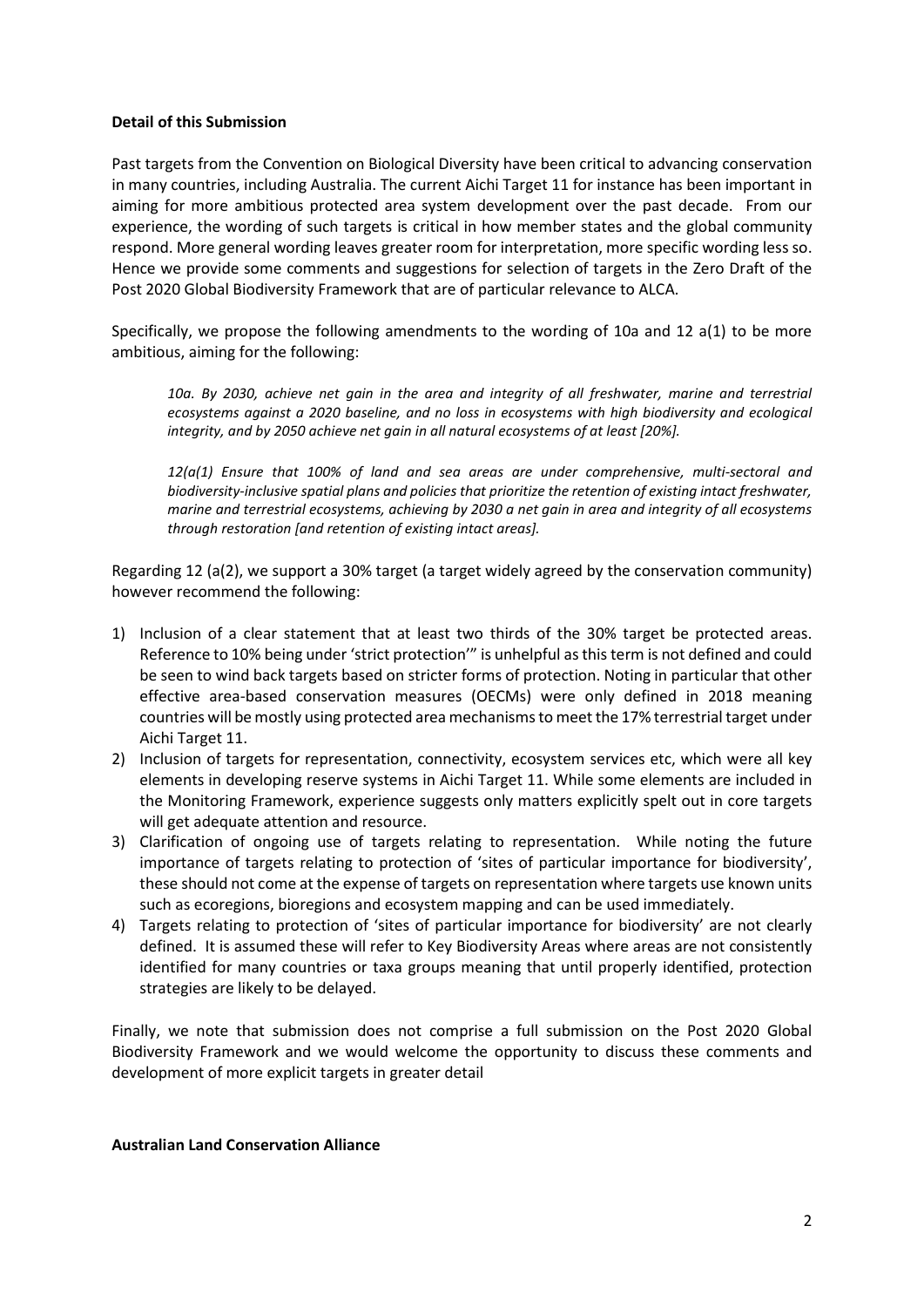**Detail of this Submission**

Past targets from the Convention on Biological Diversity have been critical to advancing conservation in many countries, including Australia. The current Aichi Target 11 for instance has been important in aiming for more ambitious protected area system development over the past decade. From our experience, the wording of such targets is critical in how member states and the global community respond. More general wording leaves greater room for interpretation, more specific wording less so. Hence we provide some comments and suggestions for selection of targets in the Zero Draft of the Post 2020 Global Biodiversity Framework that are of particular relevance to ALCA.

Specifically, we propose the following amendments to the wording of 10a and 12 a(1) to be more ambitious, aiming for the following:

> *10a. By 2030, achieve net gain in the area and integrity of all freshwater, marine and terrestrial ecosystems against a 2020 baseline, and no loss in ecosystems with high biodiversity and ecological integrity, and by 2050 achieve net gain in all natural ecosystems of at least [20%].*
>
> *12(a(1) Ensure that 100% of land and sea areas are under comprehensive, multi-sectoral and biodiversity-inclusive spatial plans and policies that prioritize the retention of existing intact freshwater, marine and terrestrial ecosystems, achieving by 2030 a net gain in area and integrity of all ecosystems through restoration [and retention of existing intact areas].*

Regarding 12 (a(2), we support a 30% target (a target widely agreed by the conservation community) however recommend the following:

1) Inclusion of a clear statement that at least two thirds of the 30% target be protected areas. Reference to 10% being under 'strict protection'" is unhelpful as this term is not defined and could be seen to wind back targets based on stricter forms of protection. Noting in particular that other effective area-based conservation measures (OECMs) were only defined in 2018 meaning countries will be mostly using protected area mechanisms to meet the 17% terrestrial target under Aichi Target 11.
2) Inclusion of targets for representation, connectivity, ecosystem services etc, which were all key elements in developing reserve systems in Aichi Target 11. While some elements are included in the Monitoring Framework, experience suggests only matters explicitly spelt out in core targets will get adequate attention and resource.
3) Clarification of ongoing use of targets relating to representation. While noting the future importance of targets relating to protection of 'sites of particular importance for biodiversity', these should not come at the expense of targets on representation where targets use known units such as ecoregions, bioregions and ecosystem mapping and can be used immediately.
4) Targets relating to protection of 'sites of particular importance for biodiversity' are not clearly defined. It is assumed these will refer to Key Biodiversity Areas where areas are not consistently identified for many countries or taxa groups meaning that until properly identified, protection strategies are likely to be delayed.

Finally, we note that submission does not comprise a full submission on the Post 2020 Global Biodiversity Framework and we would welcome the opportunity to discuss these comments and development of more explicit targets in greater detail

**Australian Land Conservation Alliance**